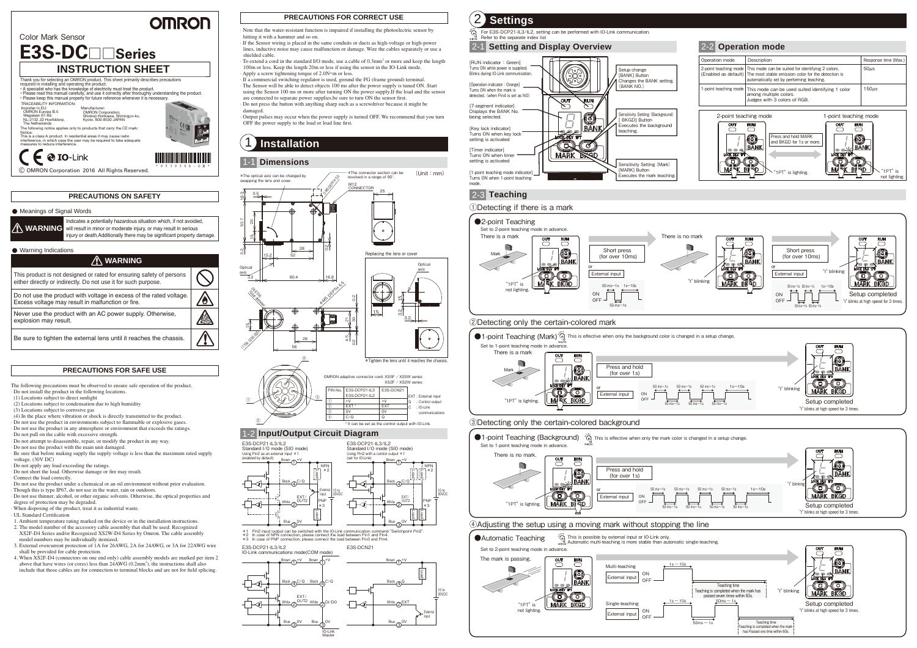OMRON

Color Mark Sensor

# E3S-DC□□Series

## INSTRUCTION SHEET

Thank you for selecting an OMRON product. This sheet primarily describes precautions required in installing and operating the product.

- A specialist who has the knowledge of electricity must treat the product.
- Please read this manual carefully, and use it correctly after thoroughly understanding the product.
- Please keep this manual properly for future reference whenever it is necessary.

TRACEABILITY INFORMATION:
Importer in EU: OMRON Europe B.V. Wegalaan 67-69, NL-2132 JD Hoofddorp, The Netherlands
Manufacturer: OMRON Corporation, Shiokoji Horikawa, Shimogyo-ku, Kyoto, 600-8530 JAPAN

The following notice applies only to products that carry the CE mark:
Notice:
This is a class A product. In residential areas it may cause radio interference, in which case the user may be required to take adequate measures to reduce interference.

© OMRON Corporation 2016 All Rights Reserved.

### PRECAUTIONS ON SAFETY

● Meanings of Signal Words

**WARNING**: Indicates a potentially hazardous situation which, if not avoided, will result in minor or moderate injury, or may result in serious injury or death. Additionally there may be significant property damage.

● Warning Indications

**WARNING**

- This product is not designed or rated for ensuring safety of persons either directly or indirectly. Do not use it for such purpose.
- Do not use the product with voltage in excess of the rated voltage. Excess voltage may result in malfunction or fire.
- Never use the product with an AC power supply. Otherwise, explosion may result.
- Be sure to tighten the external lens until it reaches the chassis.

### PRECAUTIONS FOR SAFE USE

The following precautions must be observed to ensure safe operation of the product.

- Do not install the product in the following locations.
  - (1) Locations subject to direct sunlight
  - (2) Locations subject to condensation due to high humidity
  - (3) Locations subject to corrosive gas
  - (4) In the place where vibration or shock is directly transmitted to the product.
- Do not use the product in environments subject to flammable or explosive gases.
- Do not use the product in any atmosphere or environment that exceeds the ratings.
- Do not pull on the cable with excessive strength.
- Do not attempt to disassemble, repair, or modify the product in any way.
- Do not use the product with the main unit damaged.
- Be sure that before making supply the supply voltage is less than the maximum rated supply voltage. (30V DC)
- Do not apply any load exceeding the ratings.
- Do not short the load. Otherwise damage or fire may result.
- Connect the load correctly.
- Do not use the product under a chemaical or an oil environment without prior evaluation.
- Though this is type IP67, do not use in the water, rain or outdoors.
- Do not use thinner, alcohol, or other organic solvents. Otherwise, the optical properties and degree of protection may be degraded.
- When disposing of the product, treat it as industrial waste.
- UL Standard Certification
  1. Ambient temperature rating marked on the device or in the installation instructions.
  2. The model number of the accessory cable assembly that shall be used: Recognized XS2F-D4 Series and/or Recognized XS2W-D4 Series by Omron. The cable assembly model numbers may be individually itemized.
  3. External overcurrent protection of 1A for 26AWG, 2A for 24AWG, or 3A for 22AWG wire shall be provided for cable protection.
  4. When XS2F-D4 (connectors on one end only) cable assembly models are marked per item 2 above that have wires (or cores) less than 24AWG ($0.2mm^2$), the instructions shall also include that those cables are for connection to terminal blocks and are not for field splicing.

### PRECAUTIONS FOR CORRECT USE

- Note that the water-resistant function is impaired if installing the photoelectric sensor by hitting it with a hammer and so on.
- If the Sensor wiring is placed in the same conduits or ducts as high-voltage or high-power lines, inductive noise may cause malfunction or damage. Wire the cables separately or use a shielded cable.
- To extend a cord in the standard I/O mode, use a cable of $0.3mm^2$ or more and keep the length 100m or less. Keep the length 20m or less if using the sensor in the IO-Link mode.
- Apply a screw tightening torque of 2.0N•m or less.
- If a commercial switching regulator is used, ground the FG (frame ground) terminal.
- The Sensor will be able to detect objects 100 ms after the power supply is turned ON. Start using the Sensor 100 ms or more after turning ON the power supply. If the load and the sensor are connected to separate power supplies, be sure to turn ON the sensor first.
- Do not press the button with anything sharp such as a screwdriver because it might be damaged.
- Output pulses may occur when the power supply is turned OFF. We recommend that you turn OFF the power supply to the load or load line first.

# 1 Installation

## 1-1 Dimensions

(Unit：mm)

*The optical axis can be changed by swapping the lens and cover.
*The connector section can be revolved in a range of 90°.
M12 CONNECTOR
Replacing the lens or cover
*Tighten the lens until it reaches the chassis.

OMRON adaptive connector cord: XS5F / XS5W series, XS2F / XS2W series

| PIN No. | E3S-DCP21-IL3 E3S-DCP21-IL2 | E3S-DCN21 |
|---|---|---|
| ① | +V | +V |
| ② | EXT * | EXT |
| ③ | 0V | 0V |
| ④ | C/Q | Q |

EXT : External input
Q : Control output
C : IO-Link communications

* It can be set as the control output with IO-Link.

## 1-2 Input/Output Circuit Diagram

E3S-DCP21-IL3/IL2 Standard I/O mode (SIO mode) Using Pin2 as an external input *1 (enabled by default)

E3S-DCP21-IL3/IL2 Standard I/O mode (SIO mode) Using Pin2 with a control output *1 (set for IO-Link)

*1 Pin2 input/output can be switched with the IO-Link communication command "Switchpoint Pin2".
*2 In case of NPN connection, please connect the load between Pin1 and Pin4.
*3 In case of PNP connection, please connect the load between Pin3 and Pin4.

E3S-DCP21-IL3/IL2 IO-Link communications mode(COM mode)

E3S-DCN21

# 2 Settings

For E3S-DCP21-IL3/IL2, setting can be performed with IO-Link communication. Refer to the separate index list

## 2-1 Setting and Display Overview

- [RUN indicator：Green] Turns ON while power is supplied. Blinks during IO-Link communication.
- [Operation indicator：Orange] Turns ON when the mark is detected. (when Pin4 is set as NO)
- [7-segment indicator] Displays the BANK No. being selected.
- [Key lock indicator] Turns ON when key lock setting is activated
- [Timer indicator] Turns ON when timer setting is activated
- [1-point teaching mode indicator] Turns ON when 1-point teaching mode.
- Setup change [BANK] Button: Changes the BANK setting. (BANK NO.)
- Sensitivity Setting (Background) [BKGD] Button: Executes the background teaching.
- Sensitivity Setting (Mark) [MARK] Button: Executes the mark teaching.

## 2-2 Operation mode

| Operation mode | Description | Response time (Max.) |
|---|---|---|
| 2-point teaching mode (Enabled as default) | This mode can be suited for identifying 2 colors. The most stable emission color for the detection is automatically set by performing teaching. | 50μs |
| 1-point teaching mode | This mode can be used suited identifying 1 color among multiple colors. Judges with 3 colors of RGB. | 150μs |

2-point teaching mode: "1PT" is lighting.
1-point teaching mode: Press and hold MARK and BKGD for 1s or more. "1PT" is not lighting.

## 2-3 Teaching

①Detecting if there is a mark

●2-point Teaching
Set to 2-point teaching mode in advance.
There is a mark: "1PT" is not lighting. Short press (for over 10ms) or External input (ON 50ms～1s, 1s～10s / OFF 50ms～1s). "t" blinking.
There is no mark: Short press (for over 10ms) or External input (ON 50ms～1s, 50ms～1s, 1s～10s / OFF 50ms～1s, 50ms～1s). "t" blinking. "t" blinks at high speed for 3 times.

②Detecting only the certain-colored mark

●1-point Teaching (Mark) This is effective when only the background color is changed in a setup change.
Set to 1-point teaching mode in advance.
There is a mark: "1PT" is lighting. Press and hold (for over 1s) or External input (ON 50ms～1s, 50ms～1s, 50ms～1s, 1s～10s / OFF 50ms～1s, 50ms～1s, 50ms～1s). "t" blinking. Setup completed: "t" blinks at high speed for 3 times.

③Detecting only the certain-colored background

●1-point Teaching (Background) This is effective when only the mark color is changed in a setup change.
Set to 1-point teaching mode in advance.
There is no mark.: "1PT" is lighting. Press and hold (for over 1s) or External input (ON 50ms～1s, 50ms～1s, 50ms～1s, 50ms～1s, 1s～10s / OFF 50ms～1s, 50ms～1s, 50ms～1s, 50ms～1s). "t" blinking. Setup completed: "t" blinks at high speed for 3 times.

④Adjusting the setup using a moving mark without stopping the line

●Automatic Teaching This is possible by external input or IO-Link only. Automatic multi-teaching is more stable than automatic single-teaching.
Set to 2-point teaching mode in advance.
The mark is passing. "1PT" is not lighting.
Multi-teaching: External input ON 1s～10s. Teaching time: Teaching is completed when the mark has passed seven times within 60s.
Single-teaching: External input ON 1s～10s, 50ms～1s / OFF 50ms～1s. Teaching time: Teaching is completed when the mark has Passed one time within 60s.
"t" blinking. Setup completed: "t" blinks at high speed for 3 times.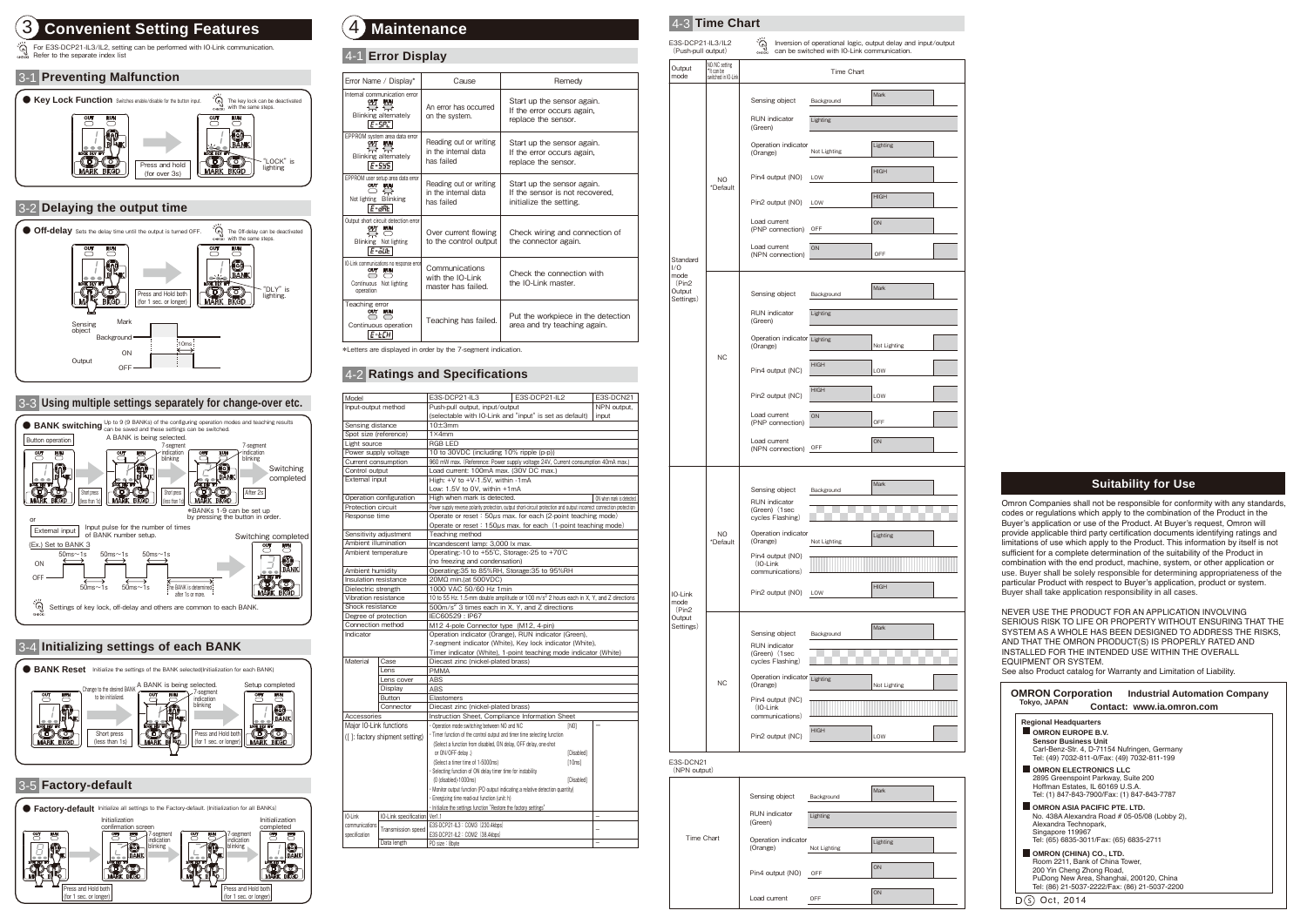# 3 Convenient Setting Features

For E3S-DCP21-IL3/IL2, setting can be performed with IO-Link communication. Refer to the separate index list

## 3-1 Preventing Malfunction

● **Key Lock Function** Switches enable/disable for the button input.

The key lock can be deactivated with the same steps.

Press and hold (for over 3s)

"LOCK" is lighting

## 3-2 Delaying the output time

● **Off-delay** Sets the delay time until the output is turned OFF.

The Off-delay can be deactivated with the same steps.

Press and Hold both (for 1 sec. or longer)

"DLY" is lighting.

Sensing object
Mark
Background
10ms
ON
Output
OFF

## 3-3 Using multiple settings separately for change-over etc.

● **BANK switching** Up to 9 (9 BANKs) of the configuring operation modes and teaching results can be saved and these settings can be switched.

Button operation

A BANK is being selected.

7-segment indication blinking

7-segment indication blinking

Short press (less than 1s)

Short press (less than 1s)

After 2s

Switching completed

*BANKs 1-9 can be set up by pressing the button in order.

or

External input — Input pulse for the number of times of BANK number setup.

Switching completed

(Ex.) Set to BANK 3

50ms~1s 50ms~1s 50ms~1s
ON
OFF
50ms~1s 50ms~1s
The BANK is determined after 1s or more.

Settings of key lock, off-delay and others are common to each BANK.

## 3-4 Initializing settings of each BANK

● **BANK Reset** Initialize the settings of the BANK selected(Initialization for each BANK)

Change to the desired BANK to be initialized.

A BANK is being selected.

7-segment indication blinking

Setup completed

Short press (less than 1s)

Press and Hold both (for 1 sec. or longer)

## 3-5 Factory-default

● **Factory-default** Initialize all settings to the Factory-default. (Initialization for all BANKs)

Initialization confirmation screen

7-segment indication blinking

7-segment indication blinking

Initialization completed

Press and Hold both (for 1 sec. or longer)

Press and Hold both (for 1 sec. or longer)

# 4 Maintenance

## 4-1 Error Display

| Error Name / Display* | Cause | Remedy |
|---|---|---|
| Internal communication error<br>OUT RUN<br>Blinking alternately<br>E-SPC | An error has occurred on the system. | Start up the sensor again. If the error occurs again, replace the sensor. |
| EPPROM system area data error<br>OUT RUN<br>Blinking alternately<br>E-SYS | Reading out or writing in the internal data has failed | Start up the sensor again. If the error occurs again, replace the sensor. |
| EPPROM user setup area data error<br>OUT RUN<br>Not lighting Blinking<br>E-dAt | Reading out or writing in the internal data has failed | Start up the sensor again. If the sensor is not recovered, initialize the setting. |
| Output short circuit detection error<br>OUT RUN<br>Blinking Not lighting<br>E-oUt | Over current flowing to the control output | Check wiring and connection of the connector again. |
| IO-Link communications no response error<br>OUT RUN<br>Continuous operation Not lighting | Communications with the IO-Link master has failed. | Check the connection with the IO-Link master. |
| Teaching error<br>OUT RUN<br>Continuous operation<br>E-tCH | Teaching has failed. | Put the workpiece in the detection area and try teaching again. |

*Letters are displayed in order by the 7-segment indication.

## 4-2 Ratings and Specifications

| Model | | E3S-DCP21-IL3 | E3S-DCP21-IL2 | E3S-DCN21 |
|---|---|---|---|---|
| Input-output method | | Push-pull output, input/output (selectable with IO-Link and "input" is set as default) | | NPN output, input |
| Sensing distance | | 10±3mm | | |
| Spot size (reference) | | 1×4mm | | |
| Light source | | RGB LED | | |
| Power supply voltage | | 10 to 30VDC (including 10% ripple (p-p)) | | |
| Current consumption | | 960 mW max. (Reference: Power supply voltage 24V, Current consumption 40mA max.) | | |
| Control output | | Load current: 100mA max. (30V DC max.) | | |
| External input | | High: +V to +V-1.5V, within -1mA<br>Low: 1.5V to 0V, within +1mA | | |
| Operation configuration | | High when mark is detected. | | ON when mark is detected |
| Protection circuit | | Power supply reverse polarity protection, output short-circuit protection and output incorrect connection protection | | |
| Response time | | Operate or reset : 50µs max. for each (2-point teaching mode)<br>Operate or reset : 150µs max. for each (1-point teaching mode) | | |
| Sensitivity adjustment | | Teaching method | | |
| Ambient illumination | | Incandescent lamp: 3,000 lx max. | | |
| Ambient temperature | | Operating:-10 to +55℃, Storage:-25 to +70℃ (no freezing and condensation) | | |
| Ambient humidity | | Operating:35 to 85%RH, Storage:35 to 95%RH | | |
| Insulation resistance | | 20MΩ min.(at 500VDC) | | |
| Dielectric strength | | 1000 VAC 50/60 Hz 1min | | |
| Vibration resistance | | 10 to 55 Hz 1.5-mm double amplitude or 100 m/s² 2 hours each in X, Y, and Z directions | | |
| Shock resistance | | 500m/s² 3 times each in X, Y, and Z directions | | |
| Degree of protection | | IEC60529 : IP67 | | |
| Connection method | | M12 4-pole Connector type (M12, 4-pin) | | |
| Indicator | | Operation indicator (Orange), RUN indicator (Green), 7-segment indicator (White), Key lock indicator (White), Timer indicator (White), 1-point teaching mode indicator (White) | | |
| Material | Case | Diecast zinc (nickel-plated brass) | | |
| | Lens | PMMA | | |
| | Lens cover | ABS | | |
| | Display | ABS | | |
| | Button | Elastomers | | |
| | Connector | Diecast zinc (nickel-plated brass) | | |
| Accessories | | Instruction Sheet, Compliance Information Sheet | | |
| Major IO-Link functions<br>([ ]: factory shipment setting) | | - Operation mode switching between NO and NC [NO]<br>- Timer function of the control output and timer time selecting function (Select a function from disabled, ON delay, OFF delay, one-shot or ON/OFF delay.) [Disabled]<br>(Select a timer time of 1-5000ms) [10ms]<br>- Selecting function of ON delay timer time for instability (0 (disabled)-1000ms) [Disabled]<br>- Monitor output function (PD output indicating a relative detection quantity)<br>- Energizing time read-out function (unit: h)<br>- Initialize the settings function "Restore the factory settings" | | – |
| IO-Link communications specification | IO-Link specification | Ver.1.1 | | – |
| | Transmission speed | E3S-DCP21-IL3 : COM3 (230.4kbps)<br>E3S-DCP21-IL2 : COM2 (38.4kbps) | | – |
| | Data length | PD size : 8byte | | – |

## 4-3 Time Chart

E3S-DCP21-IL3/IL2 (Push-pull output)

Inversion of operational logic, output delay and input/output can be switched with IO-Link communication.

Output mode | NO/NC setting *It can be switched in IO-Link | Time Chart

**Standard I/O mode (Pin2 Output Settings)**

NO *Default:
Sensing object: Background / Mark
RUN indicator (Green): Lighting
Operation indicator (Orange): Not Lighting / Lighting
Pin4 output (NO): LOW / HIGH
Pin2 output (NO): LOW / HIGH
Load current (PNP connection): OFF / ON
Load current (NPN connection): ON / OFF

NC:
Sensing object: Background / Mark
RUN indicator (Green): Lighting
Operation indicator (Orange): Lighting / Not Lighting
Pin4 output (NC): HIGH / LOW
Pin2 output (NC): HIGH / LOW
Load current (PNP connection): ON / OFF
Load current (NPN connection): OFF / ON

**IO-Link mode (Pin2 Output Settings)**

NO *Default:
Sensing object: Background / Mark
RUN indicator (Green) (1sec cycles Flashing)
Operation indicator (Orange): Not Lighting / Lighting
Pin4 output (NO) (IO-Link communications)
Pin2 output (NO): LOW / HIGH

NC:
Sensing object: Background / Mark
RUN indicator (Green) (1sec cycles Flashing)
Operation indicator (Orange): Lighting / Not Lighting
Pin4 output (NC) (IO-Link communications)
Pin2 output (NC): HIGH / LOW

E3S-DCN21 (NPN output)

Time Chart:
Sensing object: Background / Mark
RUN indicator (Green): Lighting
Operation indicator (Orange): Not Lighting / Lighting
Pin4 output (NO): OFF / ON
Load current: OFF / ON

## Suitability for Use

Omron Companies shall not be responsible for conformity with any standards, codes or regulations which apply to the combination of the Product in the Buyer's application or use of the Product. At Buyer's request, Omron will provide applicable third party certification documents identifying ratings and limitations of use which apply to the Product. This information by itself is not sufficient for a complete determination of the suitability of the Product in combination with the end product, machine, system, or other application or use. Buyer shall be solely responsible for determining appropriateness of the particular Product with respect to Buyer's application, product or system. Buyer shall take application responsibility in all cases.

NEVER USE THE PRODUCT FOR AN APPLICATION INVOLVING SERIOUS RISK TO LIFE OR PROPERTY WITHOUT ENSURING THAT THE SYSTEM AS A WHOLE HAS BEEN DESIGNED TO ADDRESS THE RISKS, AND THAT THE OMRON PRODUCT(S) IS PROPERLY RATED AND INSTALLED FOR THE INTENDED USE WITHIN THE OVERALL EQUIPMENT OR SYSTEM.
See also Product catalog for Warranty and Limitation of Liability.

**OMRON Corporation** Tokyo, JAPAN — **Industrial Automation Company**
**Contact: www.ia.omron.com**

**Regional Headquarters**

**OMRON EUROPE B.V.**
**Sensor Business Unit**
Carl-Benz-Str. 4, D-71154 Nufringen, Germany
Tel: (49) 7032-811-0/Fax: (49) 7032-811-199

**OMRON ELECTRONICS LLC**
2895 Greenspoint Parkway, Suite 200
Hoffman Estates, IL 60169 U.S.A.
Tel: (1) 847-843-7900/Fax: (1) 847-843-7787

**OMRON ASIA PACIFIC PTE. LTD.**
No. 438A Alexandra Road # 05-05/08 (Lobby 2),
Alexandra Technopark,
Singapore 119967
Tel: (65) 6835-3011/Fax: (65) 6835-2711

**OMRON (CHINA) CO., LTD.**
Room 2211, Bank of China Tower,
200 Yin Cheng Zhong Road,
PuDong New Area, Shanghai, 200120, China
Tel: (86) 21-5037-2222/Fax: (86) 21-5037-2200

D(S) Oct, 2014